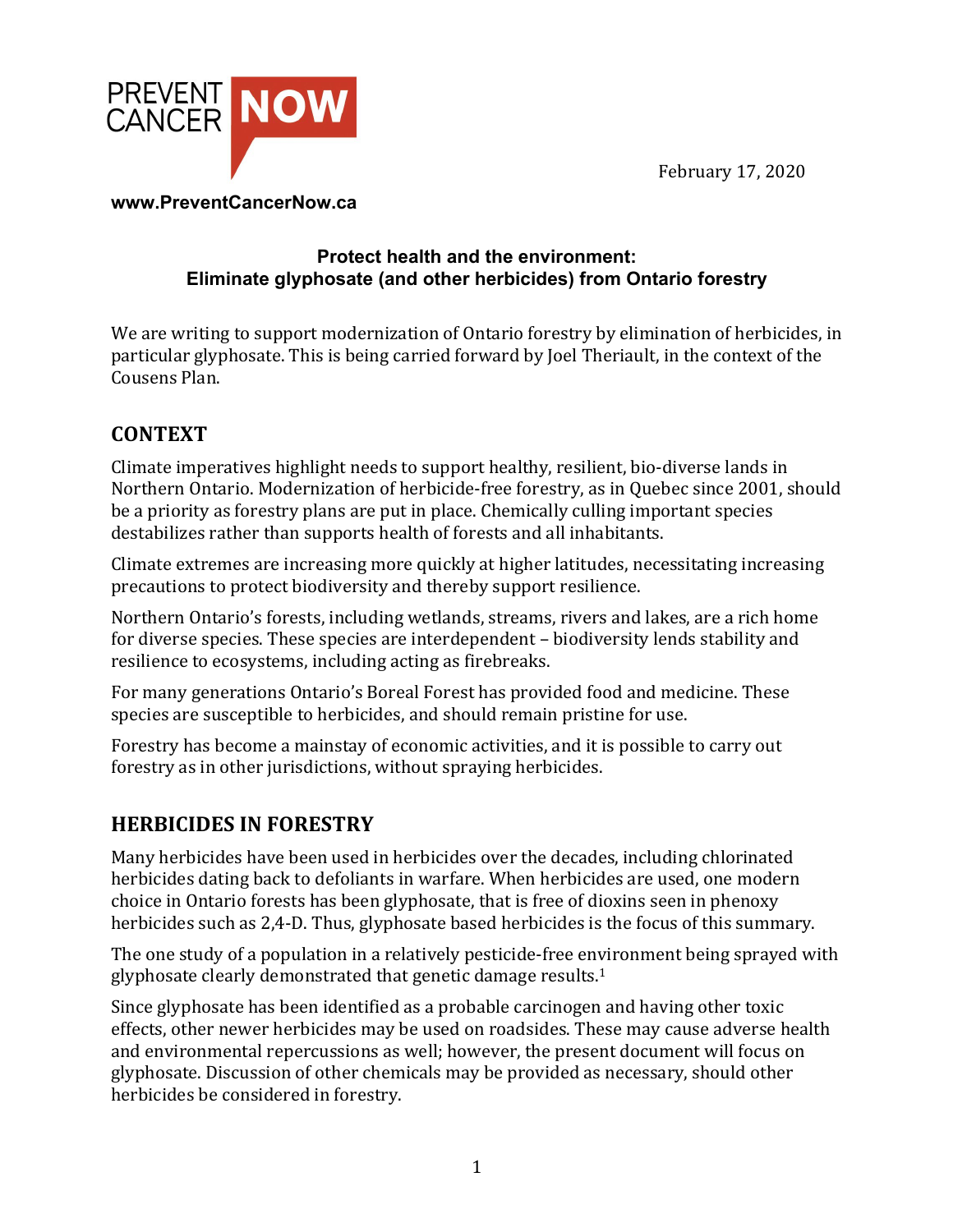PREVENT CANCER NOW

February 17, 2020

**www.PreventCancerNow.ca**

**Protect health and the environment:**
**Eliminate glyphosate (and other herbicides) from Ontario forestry**

We are writing to support modernization of Ontario forestry by elimination of herbicides, in particular glyphosate. This is being carried forward by Joel Theriault, in the context of the Cousens Plan.

## CONTEXT

Climate imperatives highlight needs to support healthy, resilient, bio-diverse lands in Northern Ontario. Modernization of herbicide-free forestry, as in Quebec since 2001, should be a priority as forestry plans are put in place. Chemically culling important species destabilizes rather than supports health of forests and all inhabitants.

Climate extremes are increasing more quickly at higher latitudes, necessitating increasing precautions to protect biodiversity and thereby support resilience.

Northern Ontario's forests, including wetlands, streams, rivers and lakes, are a rich home for diverse species. These species are interdependent – biodiversity lends stability and resilience to ecosystems, including acting as firebreaks.

For many generations Ontario's Boreal Forest has provided food and medicine. These species are susceptible to herbicides, and should remain pristine for use.

Forestry has become a mainstay of economic activities, and it is possible to carry out forestry as in other jurisdictions, without spraying herbicides.

## HERBICIDES IN FORESTRY

Many herbicides have been used in herbicides over the decades, including chlorinated herbicides dating back to defoliants in warfare. When herbicides are used, one modern choice in Ontario forests has been glyphosate, that is free of dioxins seen in phenoxy herbicides such as 2,4-D. Thus, glyphosate based herbicides is the focus of this summary.

The one study of a population in a relatively pesticide-free environment being sprayed with glyphosate clearly demonstrated that genetic damage results.[1]

Since glyphosate has been identified as a probable carcinogen and having other toxic effects, other newer herbicides may be used on roadsides. These may cause adverse health and environmental repercussions as well; however, the present document will focus on glyphosate. Discussion of other chemicals may be provided as necessary, should other herbicides be considered in forestry.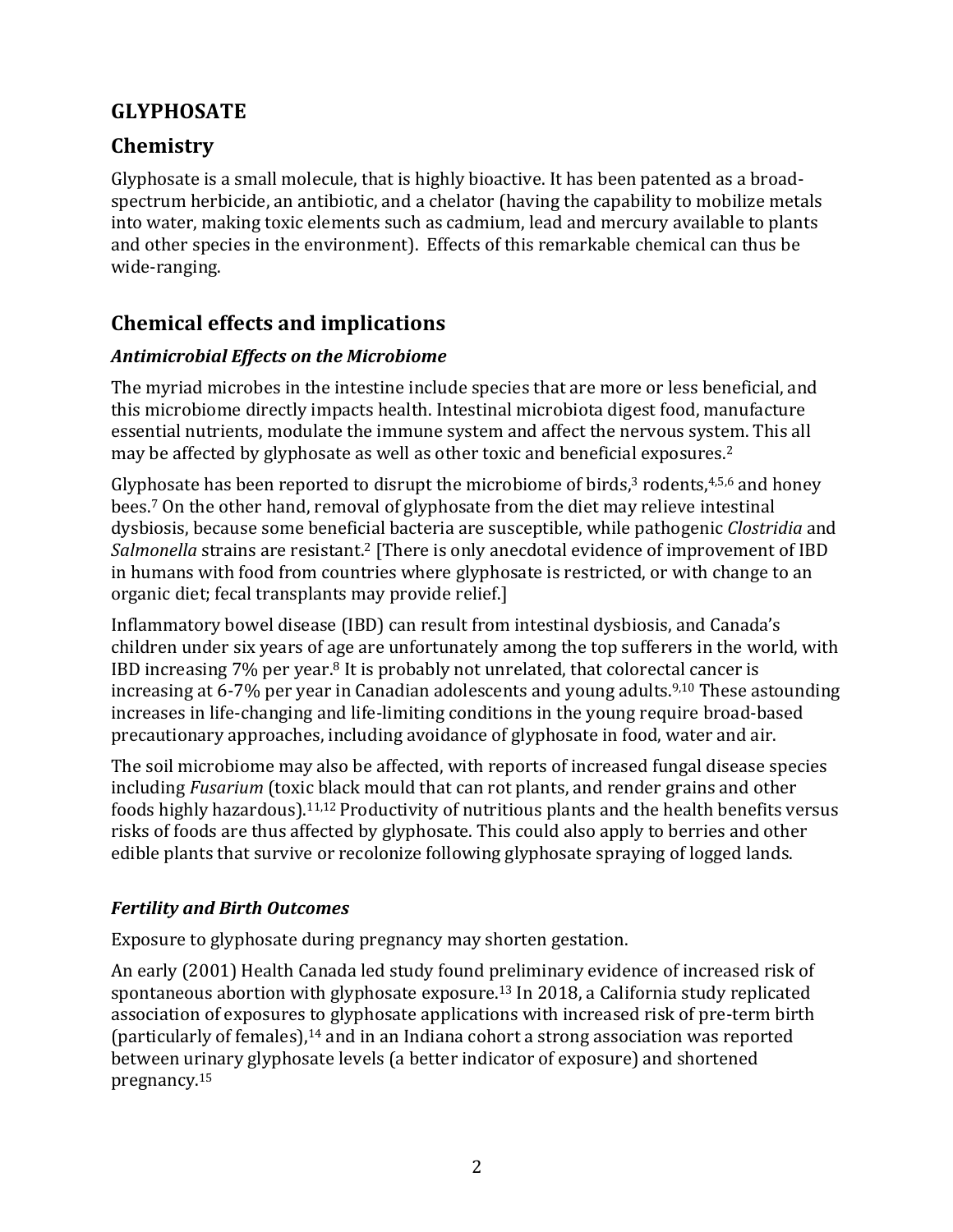# GLYPHOSATE

## Chemistry

Glyphosate is a small molecule, that is highly bioactive. It has been patented as a broad-spectrum herbicide, an antibiotic, and a chelator (having the capability to mobilize metals into water, making toxic elements such as cadmium, lead and mercury available to plants and other species in the environment). Effects of this remarkable chemical can thus be wide-ranging.

## Chemical effects and implications

### *Antimicrobial Effects on the Microbiome*

The myriad microbes in the intestine include species that are more or less beneficial, and this microbiome directly impacts health. Intestinal microbiota digest food, manufacture essential nutrients, modulate the immune system and affect the nervous system. This all may be affected by glyphosate as well as other toxic and beneficial exposures.[2]

Glyphosate has been reported to disrupt the microbiome of birds,[3] rodents,[4,5,6] and honey bees.[7] On the other hand, removal of glyphosate from the diet may relieve intestinal dysbiosis, because some beneficial bacteria are susceptible, while pathogenic *Clostridia* and *Salmonella* strains are resistant.[2] [There is only anecdotal evidence of improvement of IBD in humans with food from countries where glyphosate is restricted, or with change to an organic diet; fecal transplants may provide relief.]

Inflammatory bowel disease (IBD) can result from intestinal dysbiosis, and Canada's children under six years of age are unfortunately among the top sufferers in the world, with IBD increasing 7% per year.[8] It is probably not unrelated, that colorectal cancer is increasing at 6-7% per year in Canadian adolescents and young adults.[9,10] These astounding increases in life-changing and life-limiting conditions in the young require broad-based precautionary approaches, including avoidance of glyphosate in food, water and air.

The soil microbiome may also be affected, with reports of increased fungal disease species including *Fusarium* (toxic black mould that can rot plants, and render grains and other foods highly hazardous).[11,12] Productivity of nutritious plants and the health benefits versus risks of foods are thus affected by glyphosate. This could also apply to berries and other edible plants that survive or recolonize following glyphosate spraying of logged lands.

### *Fertility and Birth Outcomes*

Exposure to glyphosate during pregnancy may shorten gestation.

An early (2001) Health Canada led study found preliminary evidence of increased risk of spontaneous abortion with glyphosate exposure.[13] In 2018, a California study replicated association of exposures to glyphosate applications with increased risk of pre-term birth (particularly of females),[14] and in an Indiana cohort a strong association was reported between urinary glyphosate levels (a better indicator of exposure) and shortened pregnancy.[15]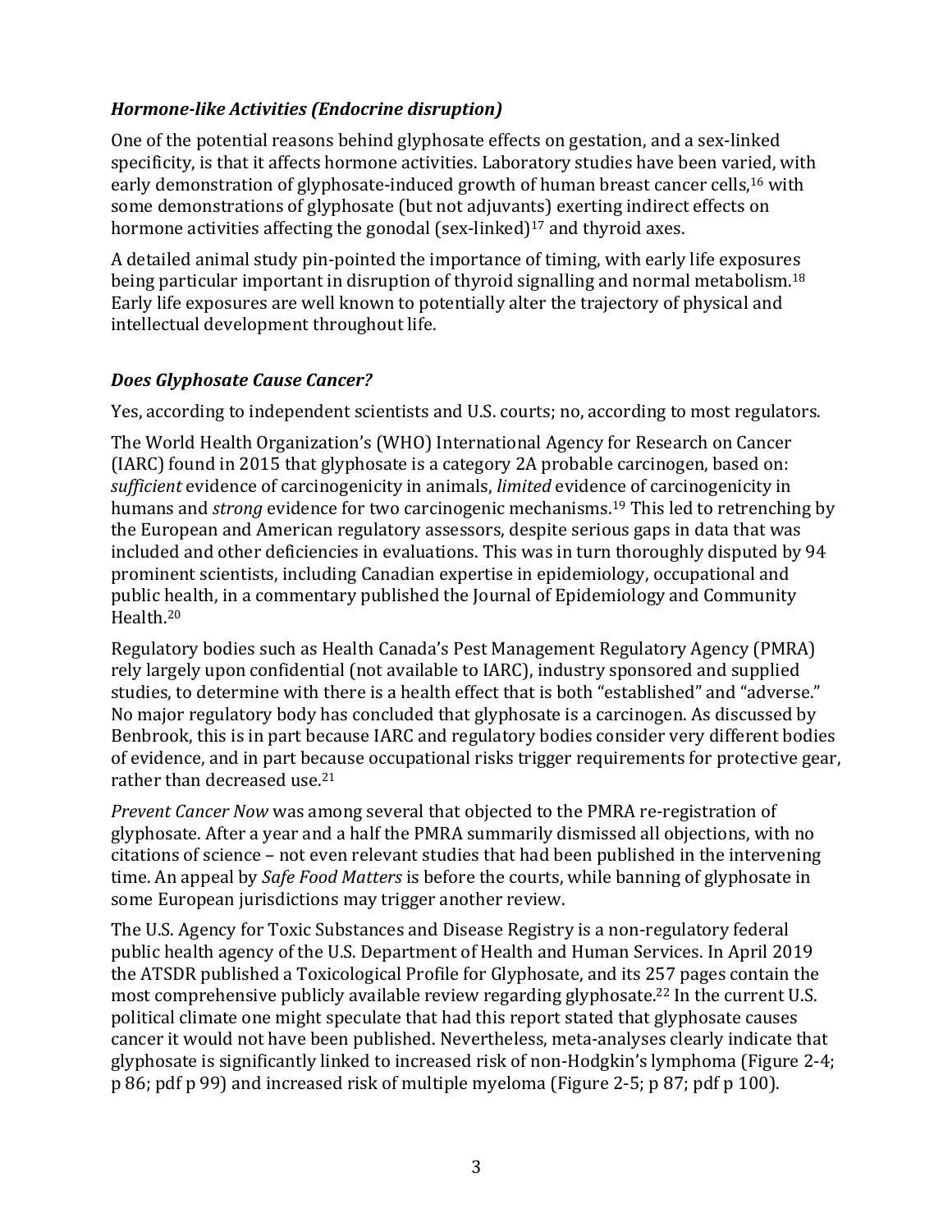### *Hormone-like Activities (Endocrine disruption)*

One of the potential reasons behind glyphosate effects on gestation, and a sex-linked specificity, is that it affects hormone activities. Laboratory studies have been varied, with early demonstration of glyphosate-induced growth of human breast cancer cells,[16] with some demonstrations of glyphosate (but not adjuvants) exerting indirect effects on hormone activities affecting the gonodal (sex-linked)[17] and thyroid axes.

A detailed animal study pin-pointed the importance of timing, with early life exposures being particular important in disruption of thyroid signalling and normal metabolism.[18] Early life exposures are well known to potentially alter the trajectory of physical and intellectual development throughout life.

### *Does Glyphosate Cause Cancer?*

Yes, according to independent scientists and U.S. courts; no, according to most regulators.

The World Health Organization's (WHO) International Agency for Research on Cancer (IARC) found in 2015 that glyphosate is a category 2A probable carcinogen, based on: *sufficient* evidence of carcinogenicity in animals, *limited* evidence of carcinogenicity in humans and *strong* evidence for two carcinogenic mechanisms.[19] This led to retrenching by the European and American regulatory assessors, despite serious gaps in data that was included and other deficiencies in evaluations. This was in turn thoroughly disputed by 94 prominent scientists, including Canadian expertise in epidemiology, occupational and public health, in a commentary published the Journal of Epidemiology and Community Health.[20]

Regulatory bodies such as Health Canada's Pest Management Regulatory Agency (PMRA) rely largely upon confidential (not available to IARC), industry sponsored and supplied studies, to determine with there is a health effect that is both "established" and "adverse." No major regulatory body has concluded that glyphosate is a carcinogen. As discussed by Benbrook, this is in part because IARC and regulatory bodies consider very different bodies of evidence, and in part because occupational risks trigger requirements for protective gear, rather than decreased use.[21]

*Prevent Cancer Now* was among several that objected to the PMRA re-registration of glyphosate. After a year and a half the PMRA summarily dismissed all objections, with no citations of science – not even relevant studies that had been published in the intervening time. An appeal by *Safe Food Matters* is before the courts, while banning of glyphosate in some European jurisdictions may trigger another review.

The U.S. Agency for Toxic Substances and Disease Registry is a non-regulatory federal public health agency of the U.S. Department of Health and Human Services. In April 2019 the ATSDR published a Toxicological Profile for Glyphosate, and its 257 pages contain the most comprehensive publicly available review regarding glyphosate.[22] In the current U.S. political climate one might speculate that had this report stated that glyphosate causes cancer it would not have been published. Nevertheless, meta-analyses clearly indicate that glyphosate is significantly linked to increased risk of non-Hodgkin's lymphoma (Figure 2-4; p 86; pdf p 99) and increased risk of multiple myeloma (Figure 2-5; p 87; pdf p 100).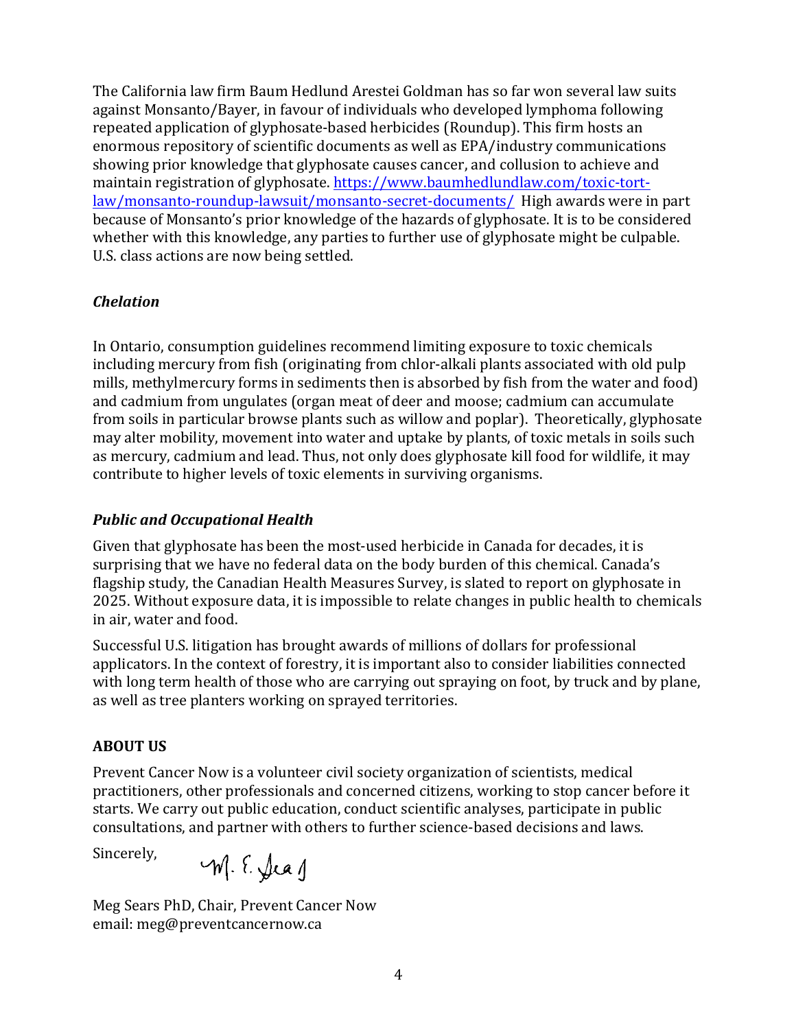The California law firm Baum Hedlund Arestei Goldman has so far won several law suits against Monsanto/Bayer, in favour of individuals who developed lymphoma following repeated application of glyphosate-based herbicides (Roundup). This firm hosts an enormous repository of scientific documents as well as EPA/industry communications showing prior knowledge that glyphosate causes cancer, and collusion to achieve and maintain registration of glyphosate. [https://www.baumhedlundlaw.com/toxic-tort-law/monsanto-roundup-lawsuit/monsanto-secret-documents/](https://www.baumhedlundlaw.com/toxic-tort-law/monsanto-roundup-lawsuit/monsanto-secret-documents/) High awards were in part because of Monsanto's prior knowledge of the hazards of glyphosate. It is to be considered whether with this knowledge, any parties to further use of glyphosate might be culpable. U.S. class actions are now being settled.

### *Chelation*

In Ontario, consumption guidelines recommend limiting exposure to toxic chemicals including mercury from fish (originating from chlor-alkali plants associated with old pulp mills, methylmercury forms in sediments then is absorbed by fish from the water and food) and cadmium from ungulates (organ meat of deer and moose; cadmium can accumulate from soils in particular browse plants such as willow and poplar). Theoretically, glyphosate may alter mobility, movement into water and uptake by plants, of toxic metals in soils such as mercury, cadmium and lead. Thus, not only does glyphosate kill food for wildlife, it may contribute to higher levels of toxic elements in surviving organisms.

### *Public and Occupational Health*

Given that glyphosate has been the most-used herbicide in Canada for decades, it is surprising that we have no federal data on the body burden of this chemical. Canada's flagship study, the Canadian Health Measures Survey, is slated to report on glyphosate in 2025. Without exposure data, it is impossible to relate changes in public health to chemicals in air, water and food.

Successful U.S. litigation has brought awards of millions of dollars for professional applicators. In the context of forestry, it is important also to consider liabilities connected with long term health of those who are carrying out spraying on foot, by truck and by plane, as well as tree planters working on sprayed territories.

## ABOUT US

Prevent Cancer Now is a volunteer civil society organization of scientists, medical practitioners, other professionals and concerned citizens, working to stop cancer before it starts. We carry out public education, conduct scientific analyses, participate in public consultations, and partner with others to further science-based decisions and laws.

Sincerely,

M. E. Sears

Meg Sears PhD, Chair, Prevent Cancer Now
email: meg@preventcancernow.ca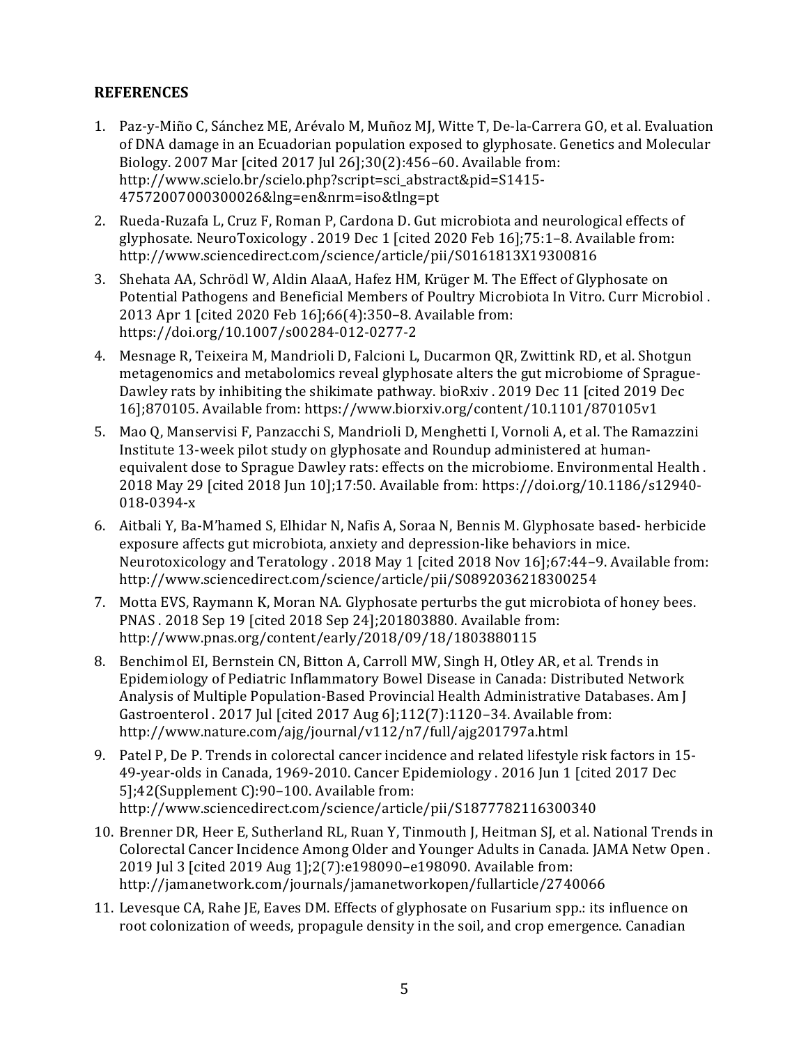## REFERENCES

1. Paz-y-Miño C, Sánchez ME, Arévalo M, Muñoz MJ, Witte T, De-la-Carrera GO, et al. Evaluation of DNA damage in an Ecuadorian population exposed to glyphosate. Genetics and Molecular Biology. 2007 Mar [cited 2017 Jul 26];30(2):456–60. Available from: http://www.scielo.br/scielo.php?script=sci_abstract&pid=S1415-47572007000300026&lng=en&nrm=iso&tlng=pt
2. Rueda-Ruzafa L, Cruz F, Roman P, Cardona D. Gut microbiota and neurological effects of glyphosate. NeuroToxicology . 2019 Dec 1 [cited 2020 Feb 16];75:1–8. Available from: http://www.sciencedirect.com/science/article/pii/S0161813X19300816
3. Shehata AA, Schrödl W, Aldin AlaaA, Hafez HM, Krüger M. The Effect of Glyphosate on Potential Pathogens and Beneficial Members of Poultry Microbiota In Vitro. Curr Microbiol . 2013 Apr 1 [cited 2020 Feb 16];66(4):350–8. Available from: https://doi.org/10.1007/s00284-012-0277-2
4. Mesnage R, Teixeira M, Mandrioli D, Falcioni L, Ducarmon QR, Zwittink RD, et al. Shotgun metagenomics and metabolomics reveal glyphosate alters the gut microbiome of Sprague-Dawley rats by inhibiting the shikimate pathway. bioRxiv . 2019 Dec 11 [cited 2019 Dec 16];870105. Available from: https://www.biorxiv.org/content/10.1101/870105v1
5. Mao Q, Manservisi F, Panzacchi S, Mandrioli D, Menghetti I, Vornoli A, et al. The Ramazzini Institute 13-week pilot study on glyphosate and Roundup administered at human-equivalent dose to Sprague Dawley rats: effects on the microbiome. Environmental Health . 2018 May 29 [cited 2018 Jun 10];17:50. Available from: https://doi.org/10.1186/s12940-018-0394-x
6. Aitbali Y, Ba-M'hamed S, Elhidar N, Nafis A, Soraa N, Bennis M. Glyphosate based- herbicide exposure affects gut microbiota, anxiety and depression-like behaviors in mice. Neurotoxicology and Teratology . 2018 May 1 [cited 2018 Nov 16];67:44–9. Available from: http://www.sciencedirect.com/science/article/pii/S0892036218300254
7. Motta EVS, Raymann K, Moran NA. Glyphosate perturbs the gut microbiota of honey bees. PNAS . 2018 Sep 19 [cited 2018 Sep 24];201803880. Available from: http://www.pnas.org/content/early/2018/09/18/1803880115
8. Benchimol EI, Bernstein CN, Bitton A, Carroll MW, Singh H, Otley AR, et al. Trends in Epidemiology of Pediatric Inflammatory Bowel Disease in Canada: Distributed Network Analysis of Multiple Population-Based Provincial Health Administrative Databases. Am J Gastroenterol . 2017 Jul [cited 2017 Aug 6];112(7):1120–34. Available from: http://www.nature.com/ajg/journal/v112/n7/full/ajg201797a.html
9. Patel P, De P. Trends in colorectal cancer incidence and related lifestyle risk factors in 15-49-year-olds in Canada, 1969-2010. Cancer Epidemiology . 2016 Jun 1 [cited 2017 Dec 5];42(Supplement C):90–100. Available from: http://www.sciencedirect.com/science/article/pii/S1877782116300340
10. Brenner DR, Heer E, Sutherland RL, Ruan Y, Tinmouth J, Heitman SJ, et al. National Trends in Colorectal Cancer Incidence Among Older and Younger Adults in Canada. JAMA Netw Open . 2019 Jul 3 [cited 2019 Aug 1];2(7):e198090–e198090. Available from: http://jamanetwork.com/journals/jamanetworkopen/fullarticle/2740066
11. Levesque CA, Rahe JE, Eaves DM. Effects of glyphosate on Fusarium spp.: its influence on root colonization of weeds, propagule density in the soil, and crop emergence. Canadian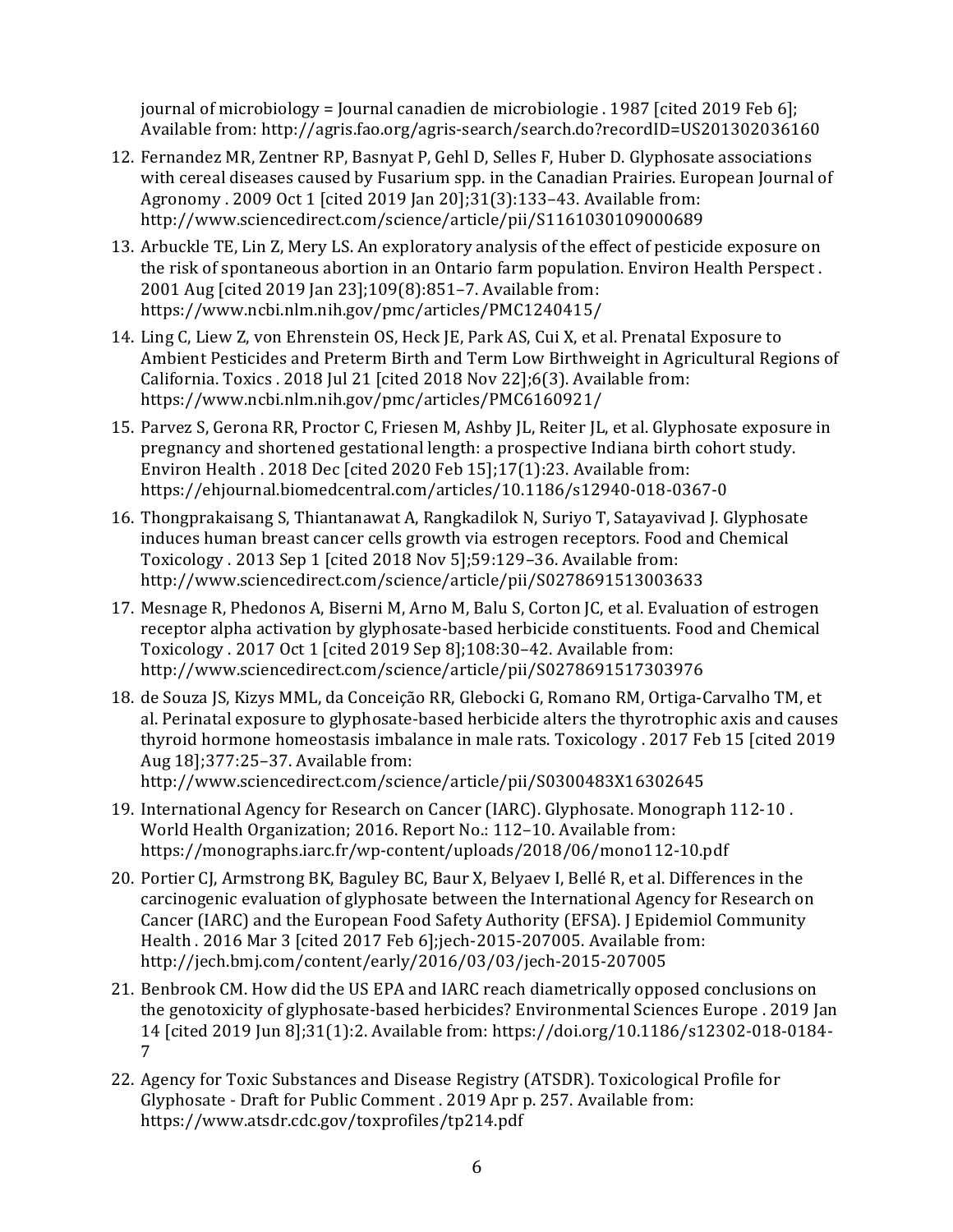journal of microbiology = Journal canadien de microbiologie . 1987 [cited 2019 Feb 6]; Available from: http://agris.fao.org/agris-search/search.do?recordID=US201302036160

12. Fernandez MR, Zentner RP, Basnyat P, Gehl D, Selles F, Huber D. Glyphosate associations with cereal diseases caused by Fusarium spp. in the Canadian Prairies. European Journal of Agronomy . 2009 Oct 1 [cited 2019 Jan 20];31(3):133–43. Available from: http://www.sciencedirect.com/science/article/pii/S1161030109000689
13. Arbuckle TE, Lin Z, Mery LS. An exploratory analysis of the effect of pesticide exposure on the risk of spontaneous abortion in an Ontario farm population. Environ Health Perspect . 2001 Aug [cited 2019 Jan 23];109(8):851–7. Available from: https://www.ncbi.nlm.nih.gov/pmc/articles/PMC1240415/
14. Ling C, Liew Z, von Ehrenstein OS, Heck JE, Park AS, Cui X, et al. Prenatal Exposure to Ambient Pesticides and Preterm Birth and Term Low Birthweight in Agricultural Regions of California. Toxics . 2018 Jul 21 [cited 2018 Nov 22];6(3). Available from: https://www.ncbi.nlm.nih.gov/pmc/articles/PMC6160921/
15. Parvez S, Gerona RR, Proctor C, Friesen M, Ashby JL, Reiter JL, et al. Glyphosate exposure in pregnancy and shortened gestational length: a prospective Indiana birth cohort study. Environ Health . 2018 Dec [cited 2020 Feb 15];17(1):23. Available from: https://ehjournal.biomedcentral.com/articles/10.1186/s12940-018-0367-0
16. Thongprakaisang S, Thiantanawat A, Rangkadilok N, Suriyo T, Satayavivad J. Glyphosate induces human breast cancer cells growth via estrogen receptors. Food and Chemical Toxicology . 2013 Sep 1 [cited 2018 Nov 5];59:129–36. Available from: http://www.sciencedirect.com/science/article/pii/S0278691513003633
17. Mesnage R, Phedonos A, Biserni M, Arno M, Balu S, Corton JC, et al. Evaluation of estrogen receptor alpha activation by glyphosate-based herbicide constituents. Food and Chemical Toxicology . 2017 Oct 1 [cited 2019 Sep 8];108:30–42. Available from: http://www.sciencedirect.com/science/article/pii/S0278691517303976
18. de Souza JS, Kizys MML, da Conceição RR, Glebocki G, Romano RM, Ortiga-Carvalho TM, et al. Perinatal exposure to glyphosate-based herbicide alters the thyrotrophic axis and causes thyroid hormone homeostasis imbalance in male rats. Toxicology . 2017 Feb 15 [cited 2019 Aug 18];377:25–37. Available from: http://www.sciencedirect.com/science/article/pii/S0300483X16302645
19. International Agency for Research on Cancer (IARC). Glyphosate. Monograph 112-10 . World Health Organization; 2016. Report No.: 112–10. Available from: https://monographs.iarc.fr/wp-content/uploads/2018/06/mono112-10.pdf
20. Portier CJ, Armstrong BK, Baguley BC, Baur X, Belyaev I, Bellé R, et al. Differences in the carcinogenic evaluation of glyphosate between the International Agency for Research on Cancer (IARC) and the European Food Safety Authority (EFSA). J Epidemiol Community Health . 2016 Mar 3 [cited 2017 Feb 6];jech-2015-207005. Available from: http://jech.bmj.com/content/early/2016/03/03/jech-2015-207005
21. Benbrook CM. How did the US EPA and IARC reach diametrically opposed conclusions on the genotoxicity of glyphosate-based herbicides? Environmental Sciences Europe . 2019 Jan 14 [cited 2019 Jun 8];31(1):2. Available from: https://doi.org/10.1186/s12302-018-0184-7
22. Agency for Toxic Substances and Disease Registry (ATSDR). Toxicological Profile for Glyphosate - Draft for Public Comment . 2019 Apr p. 257. Available from: https://www.atsdr.cdc.gov/toxprofiles/tp214.pdf